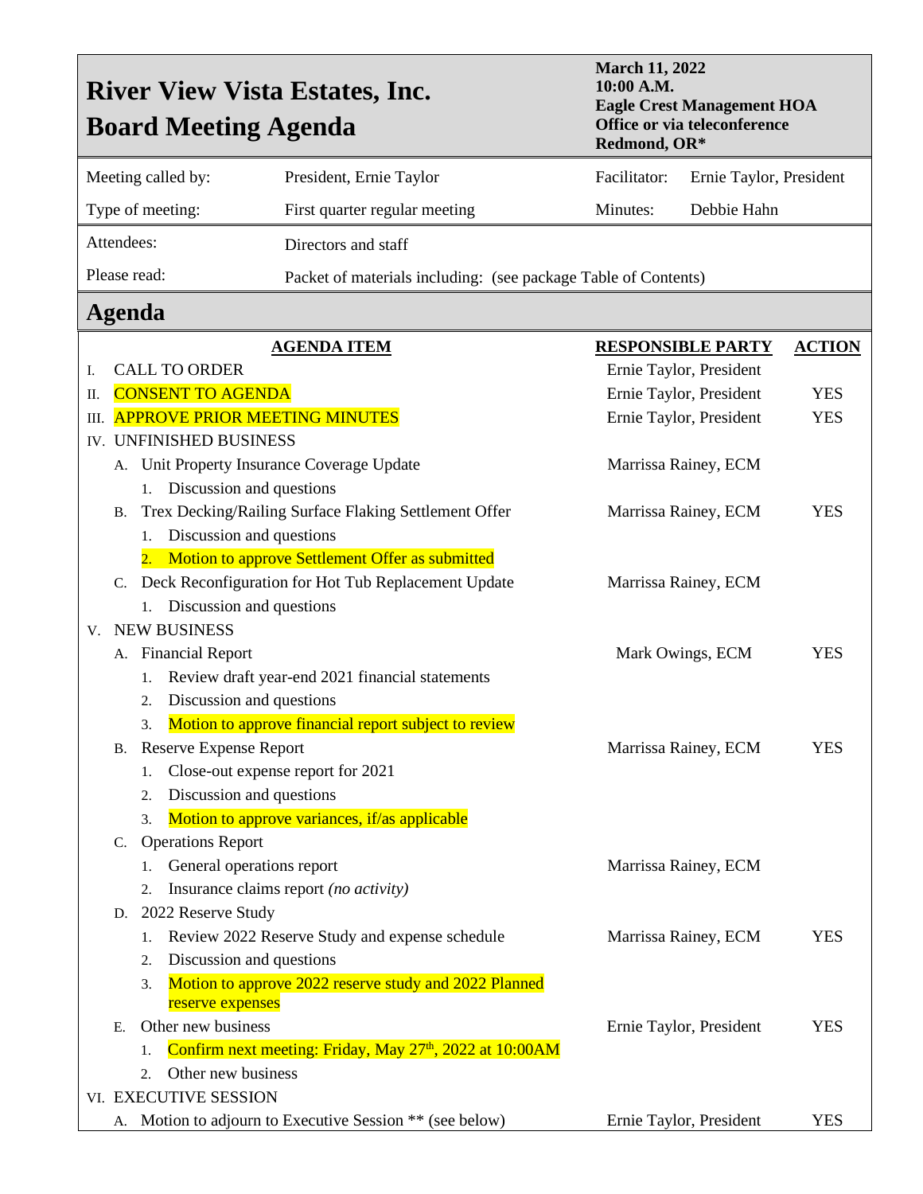# River View Vista Estates, Inc.
# Board Meeting Agenda

**March 11, 2022**
**10:00 A.M.**
**Eagle Crest Management HOA Office or via teleconference**
**Redmond, OR***

| | | | |
|---|---|---|---|
| Meeting called by: | President, Ernie Taylor | Facilitator: | Ernie Taylor, President |
| Type of meeting: | First quarter regular meeting | Minutes: | Debbie Hahn |
| Attendees: | Directors and staff | | |
| Please read: | Packet of materials including: (see package Table of Contents) | | |

## Agenda

| AGENDA ITEM | RESPONSIBLE PARTY | ACTION |
|---|---|---|
| I. CALL TO ORDER | Ernie Taylor, President | |
| II. CONSENT TO AGENDA | Ernie Taylor, President | YES |
| III. APPROVE PRIOR MEETING MINUTES | Ernie Taylor, President | YES |
| IV. UNFINISHED BUSINESS | | |
| A. Unit Property Insurance Coverage Update | Marrissa Rainey, ECM | |
| 1. Discussion and questions | | |
| B. Trex Decking/Railing Surface Flaking Settlement Offer | Marrissa Rainey, ECM | YES |
| 1. Discussion and questions | | |
| 2. Motion to approve Settlement Offer as submitted | | |
| C. Deck Reconfiguration for Hot Tub Replacement Update | Marrissa Rainey, ECM | |
| 1. Discussion and questions | | |
| V. NEW BUSINESS | | |
| A. Financial Report | Mark Owings, ECM | YES |
| 1. Review draft year-end 2021 financial statements | | |
| 2. Discussion and questions | | |
| 3. Motion to approve financial report subject to review | | |
| B. Reserve Expense Report | Marrissa Rainey, ECM | YES |
| 1. Close-out expense report for 2021 | | |
| 2. Discussion and questions | | |
| 3. Motion to approve variances, if/as applicable | | |
| C. Operations Report | | |
| 1. General operations report | Marrissa Rainey, ECM | |
| 2. Insurance claims report *(no activity)* | | |
| D. 2022 Reserve Study | | |
| 1. Review 2022 Reserve Study and expense schedule | Marrissa Rainey, ECM | YES |
| 2. Discussion and questions | | |
| 3. Motion to approve 2022 reserve study and 2022 Planned reserve expenses | | |
| E. Other new business | Ernie Taylor, President | YES |
| 1. Confirm next meeting: Friday, May 27th, 2022 at 10:00AM | | |
| 2. Other new business | | |
| VI. EXECUTIVE SESSION | | |
| A. Motion to adjourn to Executive Session ** (see below) | Ernie Taylor, President | YES |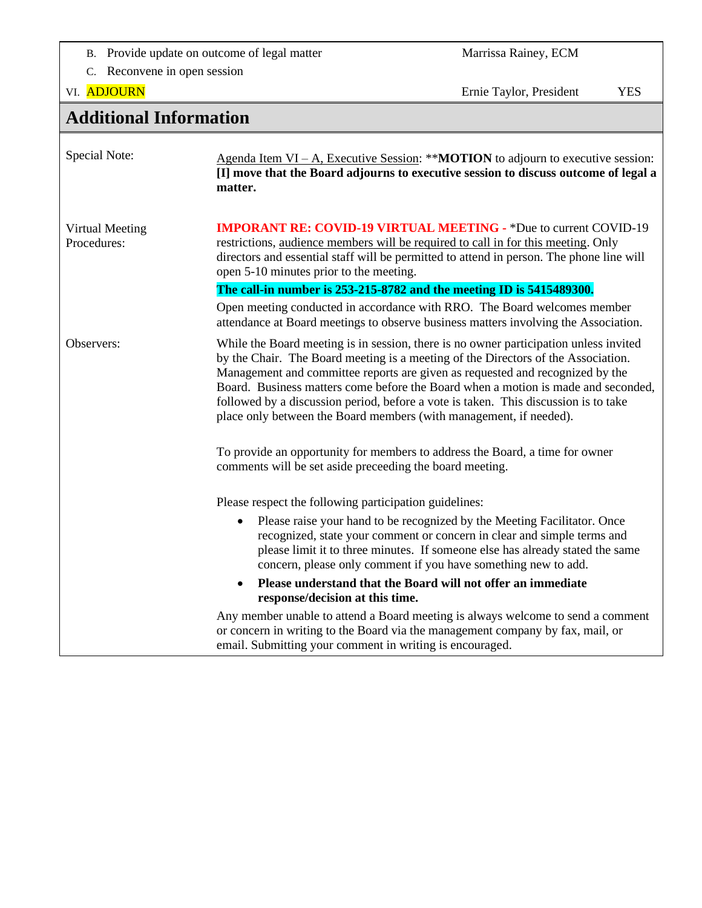| | | |
|---|---|---|
| B. Provide update on outcome of legal matter | Marrissa Rainey, ECM | |
| C. Reconvene in open session | | |
| VI. ADJOURN | Ernie Taylor, President | YES |

## Additional Information

| | |
|---|---|
| Special Note: | Agenda Item VI – A, Executive Session: ****MOTION** to adjourn to executive session: **[I] move that the Board adjourns to executive session to discuss outcome of legal a matter.** |
| Virtual Meeting Procedures: | **IMPORANT RE: COVID-19 VIRTUAL MEETING -** *Due to current COVID-19 restrictions, audience members will be required to call in for this meeting. Only directors and essential staff will be permitted to attend in person. The phone line will open 5-10 minutes prior to the meeting.<br>**The call-in number is 253-215-8782 and the meeting ID is 5415489300.**<br>Open meeting conducted in accordance with RRO. The Board welcomes member attendance at Board meetings to observe business matters involving the Association. |
| Observers: | While the Board meeting is in session, there is no owner participation unless invited by the Chair. The Board meeting is a meeting of the Directors of the Association. Management and committee reports are given as requested and recognized by the Board. Business matters come before the Board when a motion is made and seconded, followed by a discussion period, before a vote is taken. This discussion is to take place only between the Board members (with management, if needed).<br><br>To provide an opportunity for members to address the Board, a time for owner comments will be set aside preceeding the board meeting.<br><br>Please respect the following participation guidelines:<br>• Please raise your hand to be recognized by the Meeting Facilitator. Once recognized, state your comment or concern in clear and simple terms and please limit it to three minutes. If someone else has already stated the same concern, please only comment if you have something new to add.<br>• **Please understand that the Board will not offer an immediate response/decision at this time.**<br><br>Any member unable to attend a Board meeting is always welcome to send a comment or concern in writing to the Board via the management company by fax, mail, or email. Submitting your comment in writing is encouraged. |